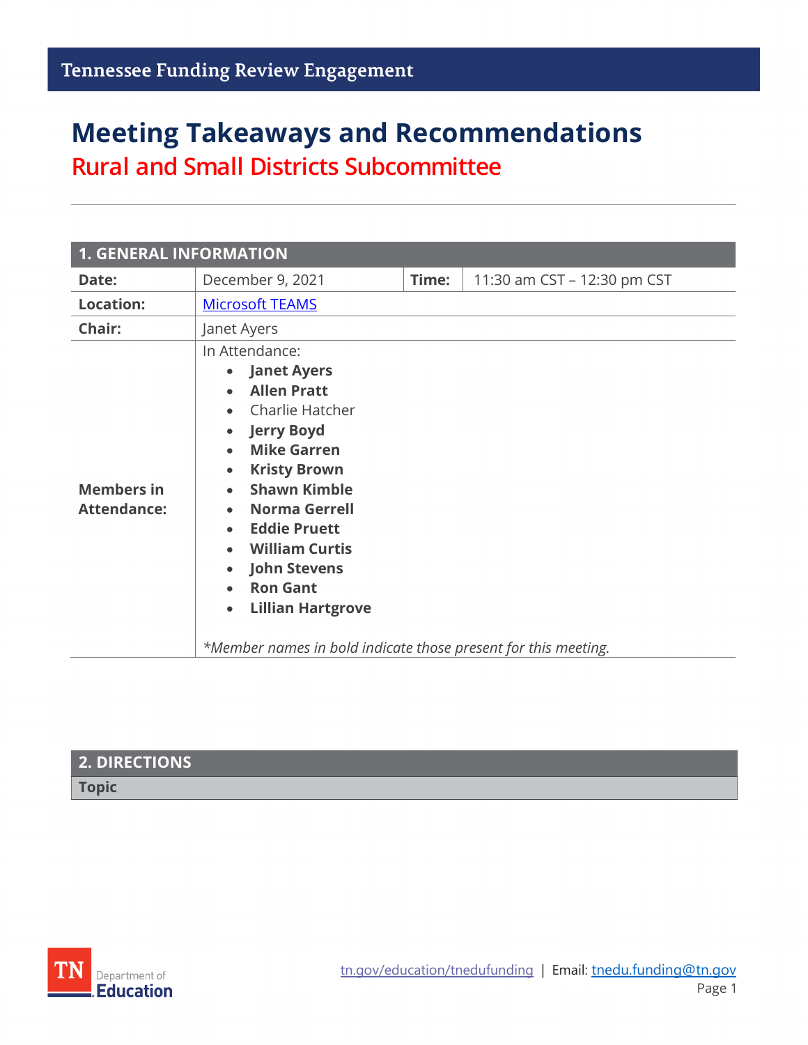# Meeting Takeaways and Recommendations

## Rural and Small Districts Subcommittee

| 1. GENERAL INFORMATION | | | |
|---|---|---|---|
| **Date:** | December 9, 2021 | **Time:** | 11:30 am CST – 12:30 pm CST |
| **Location:** | [Microsoft TEAMS]() | | |
| **Chair:** | Janet Ayers | | |
| **Members in Attendance:** | In Attendance:<br>• **Janet Ayers**<br>• **Allen Pratt**<br>• Charlie Hatcher<br>• **Jerry Boyd**<br>• **Mike Garren**<br>• **Kristy Brown**<br>• **Shawn Kimble**<br>• **Norma Gerrell**<br>• **Eddie Pruett**<br>• **William Curtis**<br>• **John Stevens**<br>• **Ron Gant**<br>• **Lillian Hartgrove**<br><br>*\*Member names in bold indicate those present for this meeting.* | | |

| 2. DIRECTIONS |
|---|
| **Topic** |

[tn.gov/education/tnedufunding]() | Email: [tnedu.funding@tn.gov]()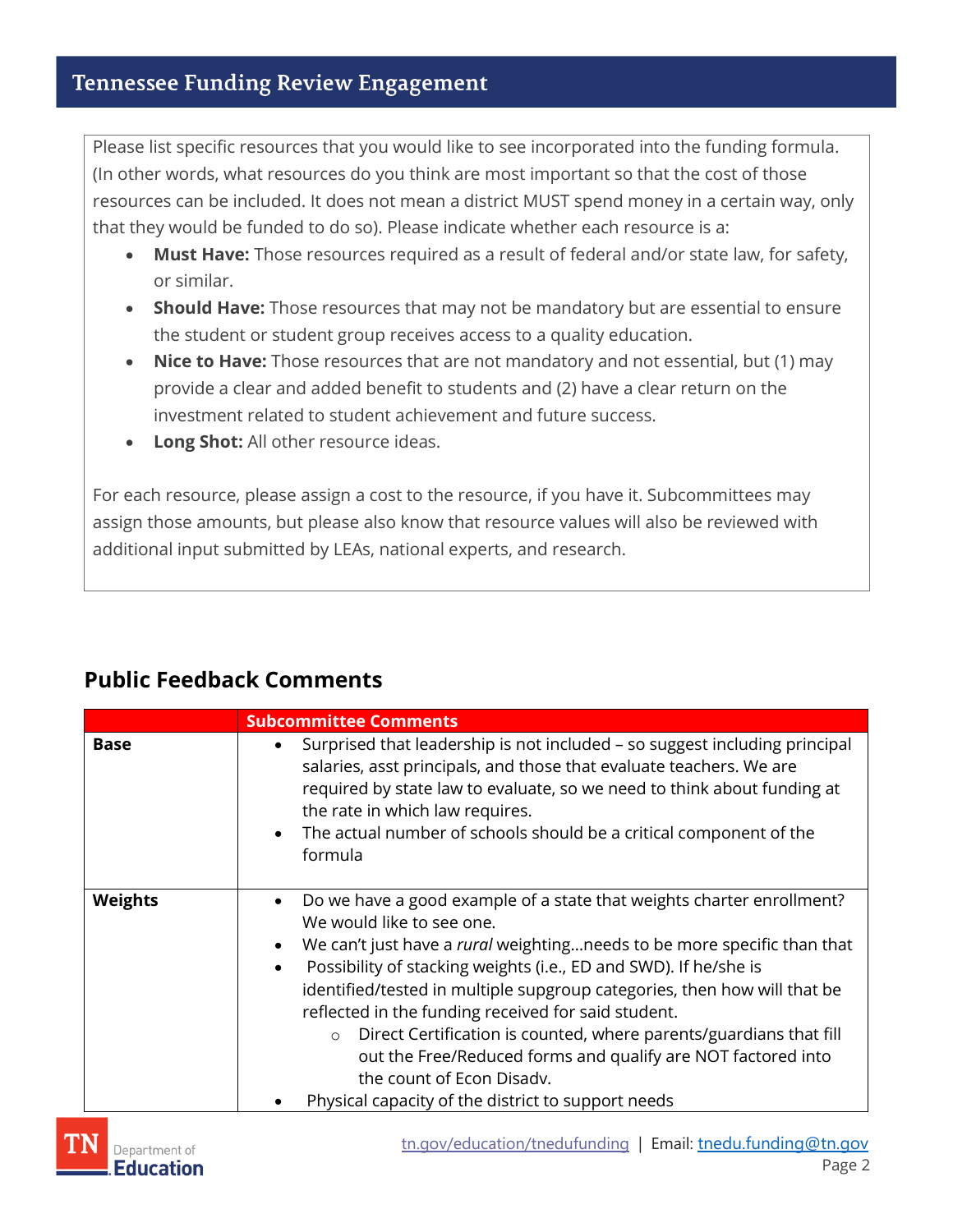Please list specific resources that you would like to see incorporated into the funding formula. (In other words, what resources do you think are most important so that the cost of those resources can be included. It does not mean a district MUST spend money in a certain way, only that they would be funded to do so). Please indicate whether each resource is a:

- **Must Have:** Those resources required as a result of federal and/or state law, for safety, or similar.
- **Should Have:** Those resources that may not be mandatory but are essential to ensure the student or student group receives access to a quality education.
- **Nice to Have:** Those resources that are not mandatory and not essential, but (1) may provide a clear and added benefit to students and (2) have a clear return on the investment related to student achievement and future success.
- **Long Shot:** All other resource ideas.

For each resource, please assign a cost to the resource, if you have it. Subcommittees may assign those amounts, but please also know that resource values will also be reviewed with additional input submitted by LEAs, national experts, and research.

## Public Feedback Comments

| | Subcommittee Comments |
|---|---|
| **Base** | • Surprised that leadership is not included – so suggest including principal salaries, asst principals, and those that evaluate teachers. We are required by state law to evaluate, so we need to think about funding at the rate in which law requires.<br>• The actual number of schools should be a critical component of the formula |
| **Weights** | • Do we have a good example of a state that weights charter enrollment? We would like to see one.<br>• We can't just have a *rural* weighting…needs to be more specific than that<br>• Possibility of stacking weights (i.e., ED and SWD). If he/she is identified/tested in multiple supgroup categories, then how will that be reflected in the funding received for said student.<br>&nbsp;&nbsp;&nbsp;&nbsp;○ Direct Certification is counted, where parents/guardians that fill out the Free/Reduced forms and qualify are NOT factored into the count of Econ Disadv.<br>• Physical capacity of the district to support needs |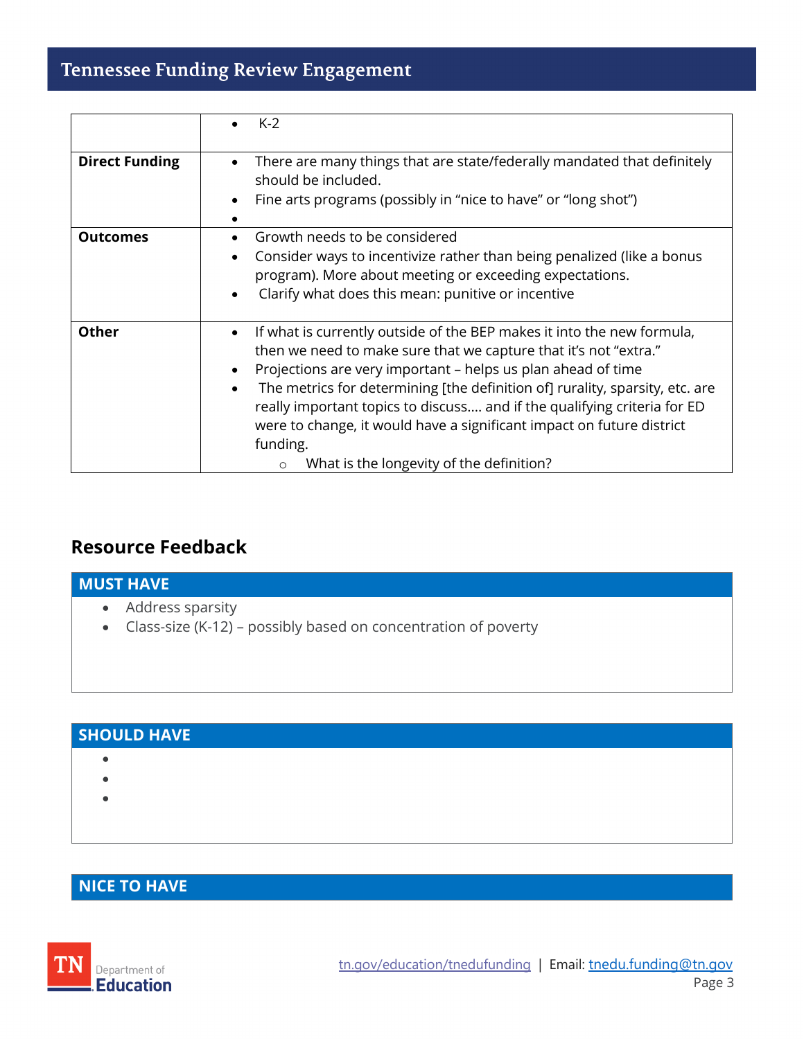| | |
|---|---|
| | • K-2 |
| **Direct Funding** | • There are many things that are state/federally mandated that definitely should be included.<br>• Fine arts programs (possibly in "nice to have" or "long shot")<br>• |
| **Outcomes** | • Growth needs to be considered<br>• Consider ways to incentivize rather than being penalized (like a bonus program). More about meeting or exceeding expectations.<br>• Clarify what does this mean: punitive or incentive |
| **Other** | • If what is currently outside of the BEP makes it into the new formula, then we need to make sure that we capture that it's not "extra."<br>• Projections are very important – helps us plan ahead of time<br>• The metrics for determining [the definition of] rurality, sparsity, etc. are really important topics to discuss.... and if the qualifying criteria for ED were to change, it would have a significant impact on future district funding.<br>  ◦ What is the longevity of the definition? |

## Resource Feedback

### MUST HAVE

- Address sparsity
- Class-size (K-12) – possibly based on concentration of poverty

### SHOULD HAVE

-
-
-

### NICE TO HAVE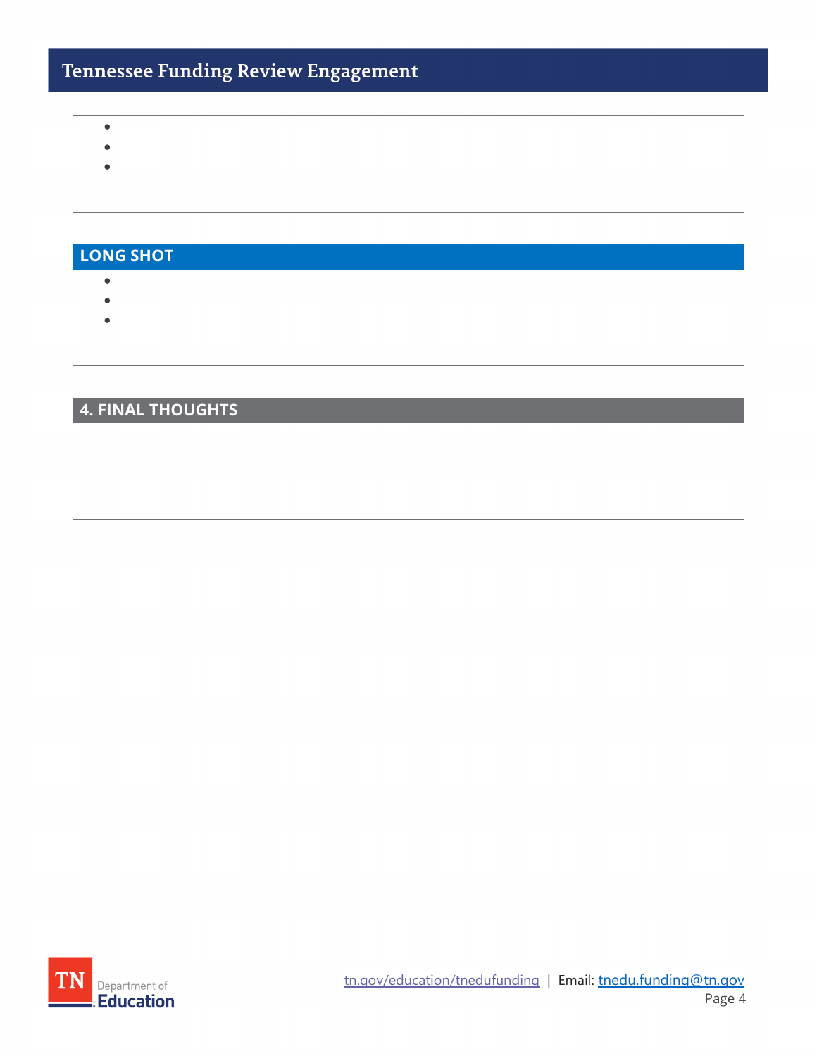- 
- 
- 

## LONG SHOT

- 
- 
- 

## 4. FINAL THOUGHTS